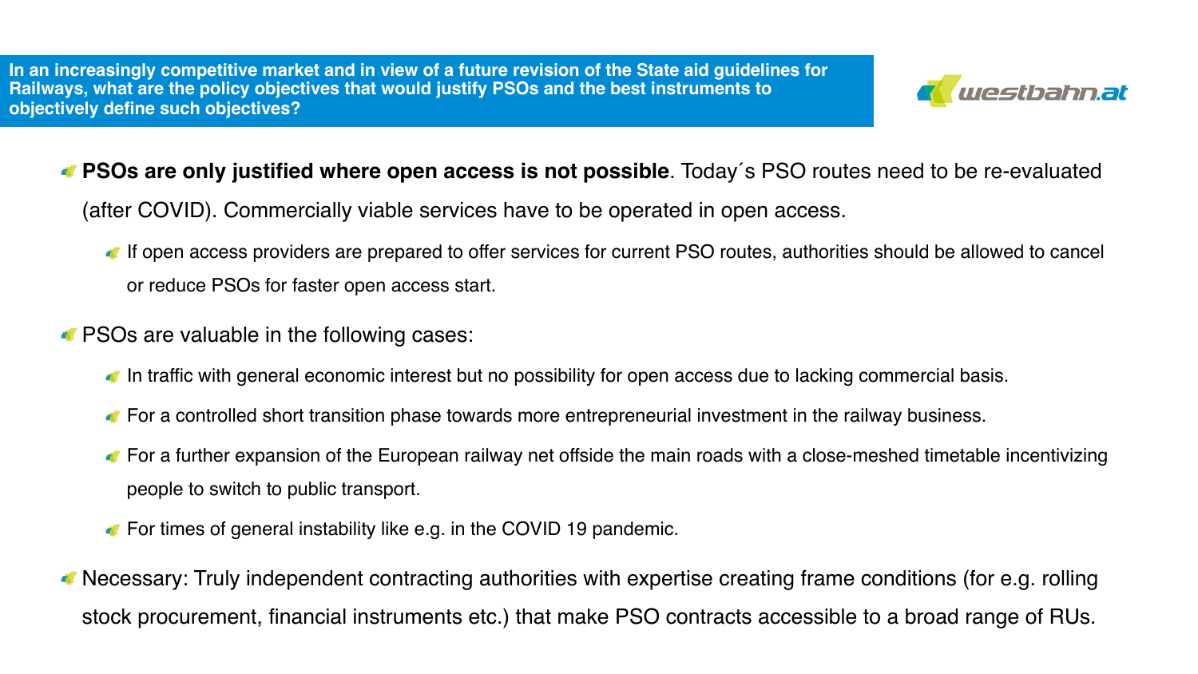**In an increasingly competitive market and in view of a future revision of the State aid guidelines for Railways, what are the policy objectives that would justify PSOs and the best instruments to objectively define such objectives?**

westbahn.at

- **PSOs are only justified where open access is not possible**. Today´s PSO routes need to be re-evaluated (after COVID). Commercially viable services have to be operated in open access.
  - If open access providers are prepared to offer services for current PSO routes, authorities should be allowed to cancel or reduce PSOs for faster open access start.
- PSOs are valuable in the following cases:
  - In traffic with general economic interest but no possibility for open access due to lacking commercial basis.
  - For a controlled short transition phase towards more entrepreneurial investment in the railway business.
  - For a further expansion of the European railway net offside the main roads with a close-meshed timetable incentivizing people to switch to public transport.
  - For times of general instability like e.g. in the COVID 19 pandemic.
- Necessary: Truly independent contracting authorities with expertise creating frame conditions (for e.g. rolling stock procurement, financial instruments etc.) that make PSO contracts accessible to a broad range of RUs.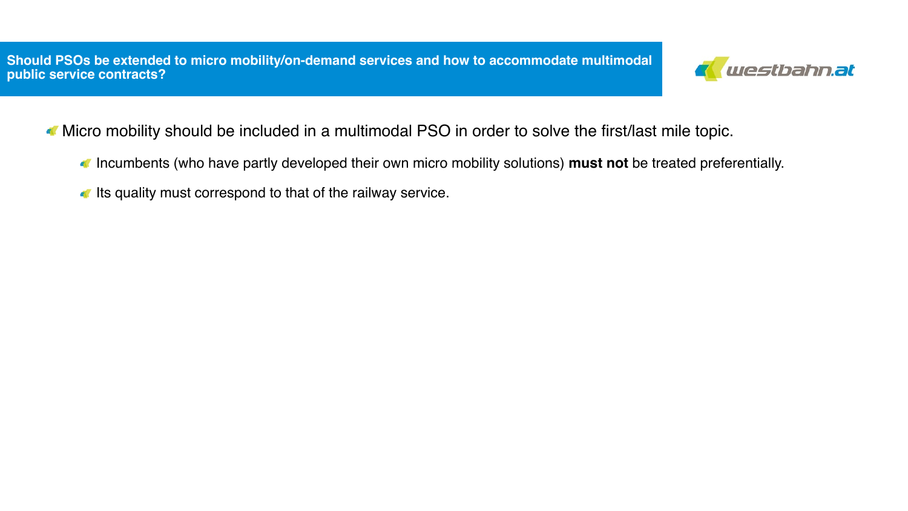## Should PSOs be extended to micro mobility/on-demand services and how to accommodate multimodal public service contracts?

- Micro mobility should be included in a multimodal PSO in order to solve the first/last mile topic.
  - Incumbents (who have partly developed their own micro mobility solutions) **must not** be treated preferentially.
  - Its quality must correspond to that of the railway service.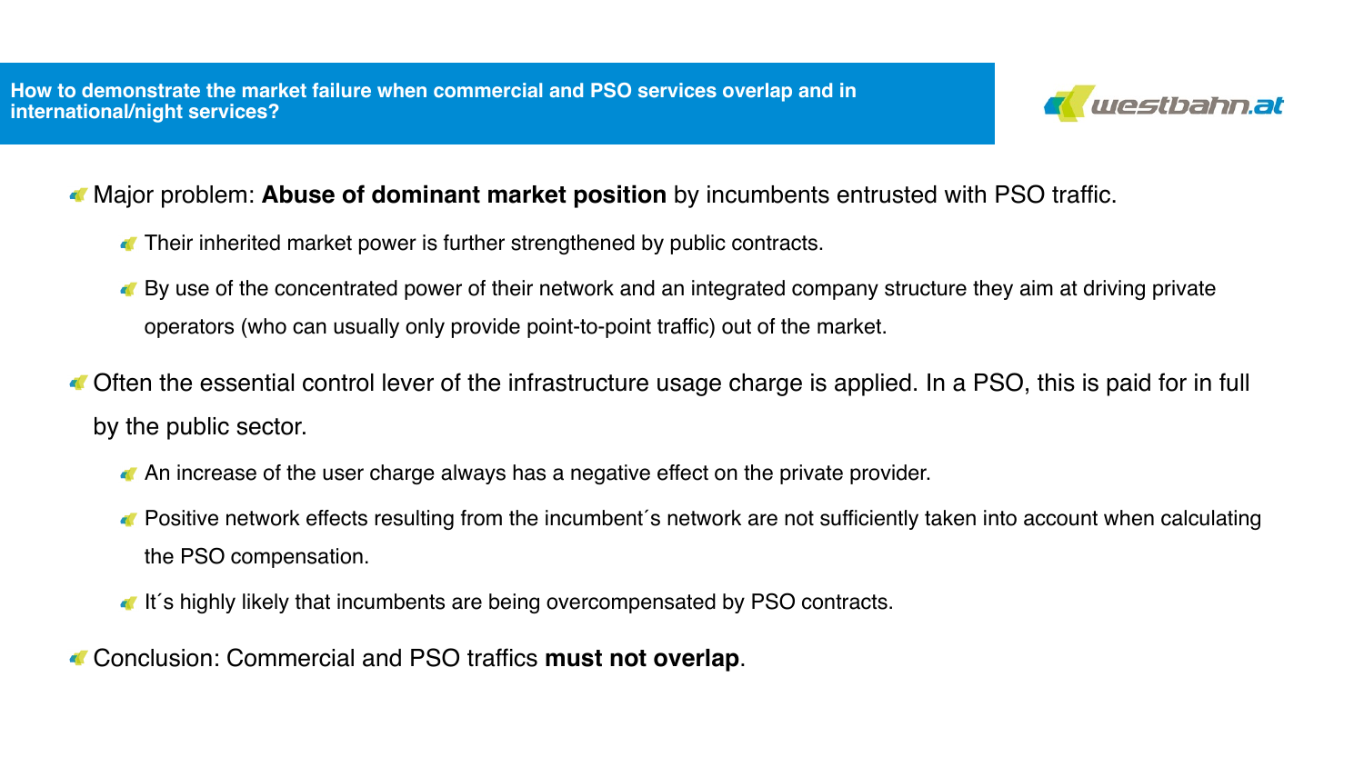## How to demonstrate the market failure when commercial and PSO services overlap and in international/night services?

- Major problem: **Abuse of dominant market position** by incumbents entrusted with PSO traffic.
  - Their inherited market power is further strengthened by public contracts.
  - By use of the concentrated power of their network and an integrated company structure they aim at driving private operators (who can usually only provide point-to-point traffic) out of the market.
- Often the essential control lever of the infrastructure usage charge is applied. In a PSO, this is paid for in full by the public sector.
  - An increase of the user charge always has a negative effect on the private provider.
  - Positive network effects resulting from the incumbent´s network are not sufficiently taken into account when calculating the PSO compensation.
  - It´s highly likely that incumbents are being overcompensated by PSO contracts.
- Conclusion: Commercial and PSO traffics **must not overlap**.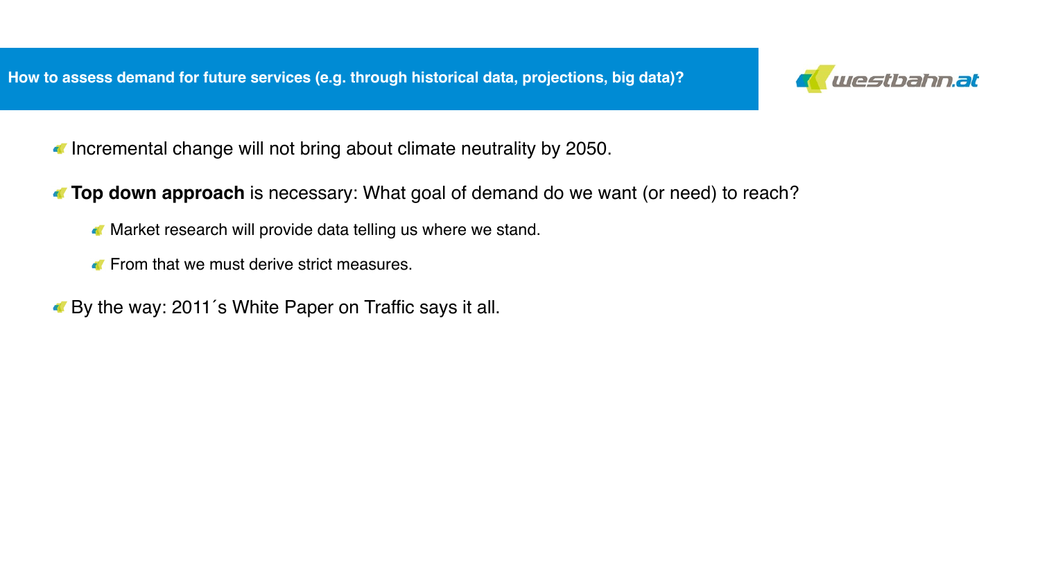## How to assess demand for future services (e.g. through historical data, projections, big data)?

- Incremental change will not bring about climate neutrality by 2050.
- **Top down approach** is necessary: What goal of demand do we want (or need) to reach?
  - Market research will provide data telling us where we stand.
  - From that we must derive strict measures.
- By the way: 2011´s White Paper on Traffic says it all.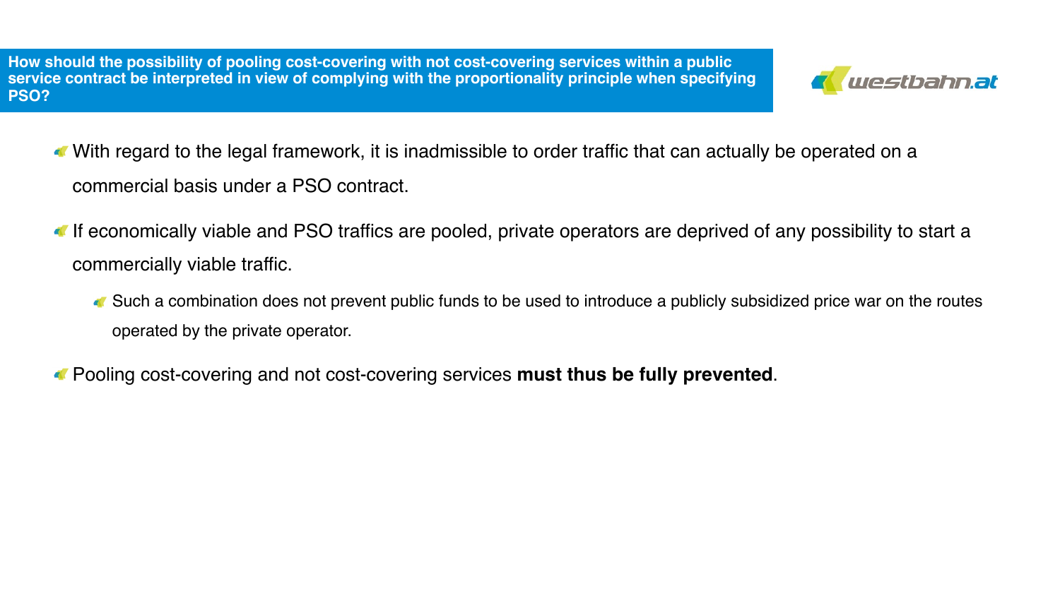## How should the possibility of pooling cost-covering with not cost-covering services within a public service contract be interpreted in view of complying with the proportionality principle when specifying PSO?

- With regard to the legal framework, it is inadmissible to order traffic that can actually be operated on a commercial basis under a PSO contract.
- If economically viable and PSO traffics are pooled, private operators are deprived of any possibility to start a commercially viable traffic.
  - Such a combination does not prevent public funds to be used to introduce a publicly subsidized price war on the routes operated by the private operator.
- Pooling cost-covering and not cost-covering services **must thus be fully prevented**.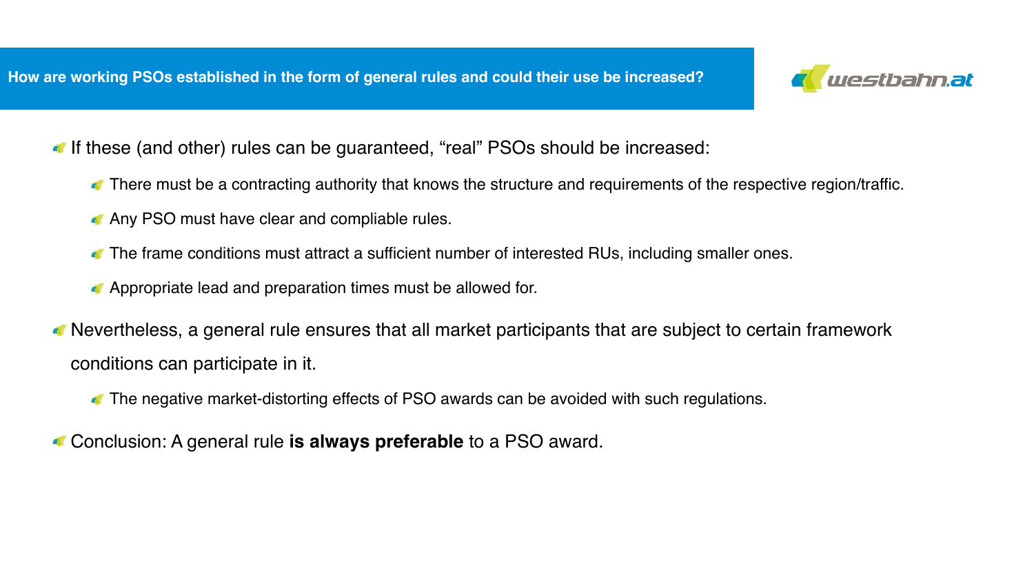## How are working PSOs established in the form of general rules and could their use be increased?

- If these (and other) rules can be guaranteed, “real” PSOs should be increased:
  - There must be a contracting authority that knows the structure and requirements of the respective region/traffic.
  - Any PSO must have clear and compliable rules.
  - The frame conditions must attract a sufficient number of interested RUs, including smaller ones.
  - Appropriate lead and preparation times must be allowed for.
- Nevertheless, a general rule ensures that all market participants that are subject to certain framework conditions can participate in it.
  - The negative market-distorting effects of PSO awards can be avoided with such regulations.
- Conclusion: A general rule **is always preferable** to a PSO award.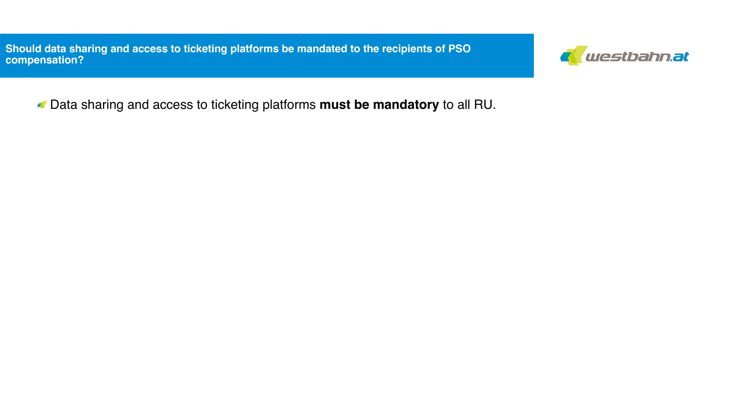## Should data sharing and access to ticketing platforms be mandated to the recipients of PSO compensation?

- Data sharing and access to ticketing platforms **must be mandatory** to all RU.